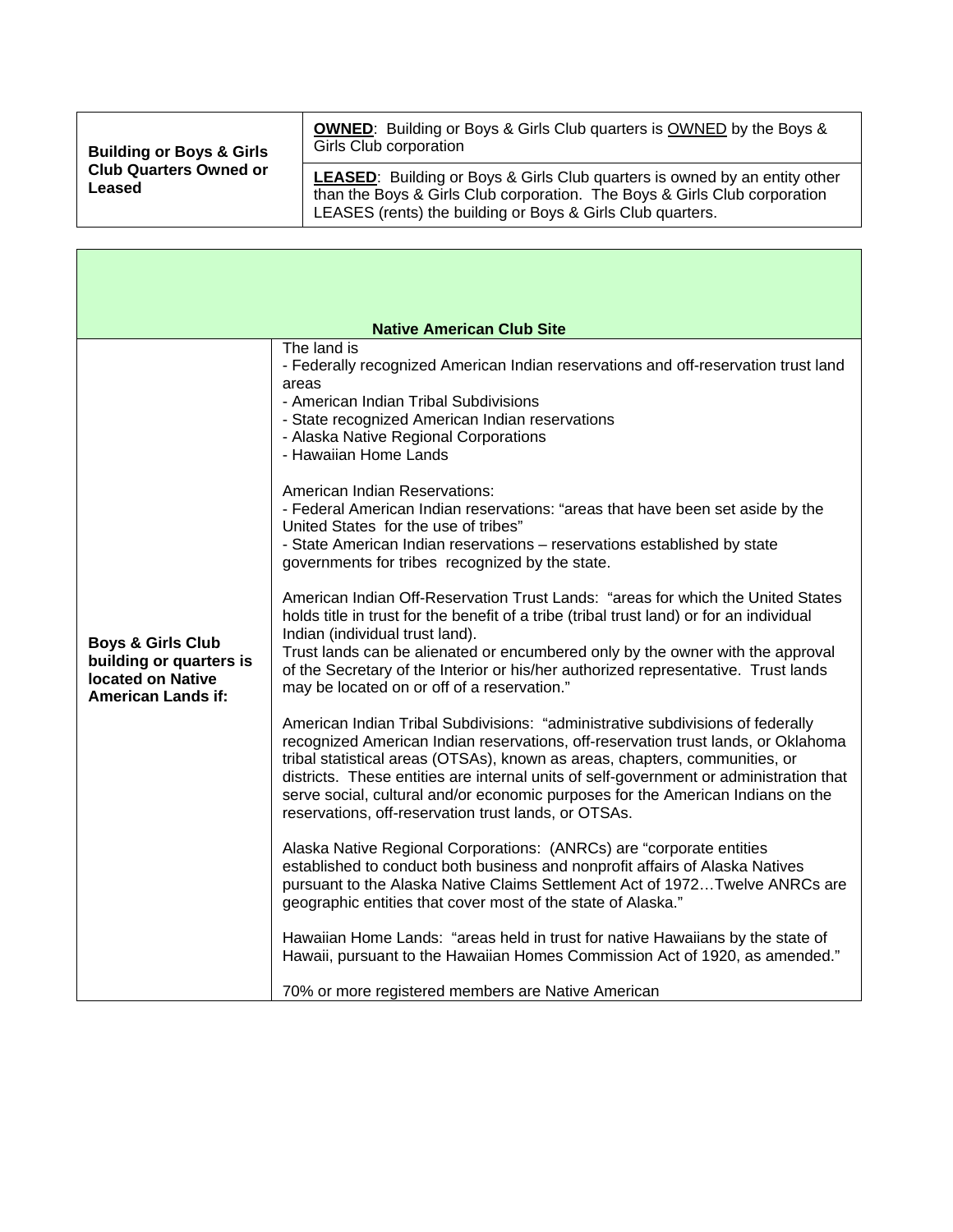| **Building or Boys & Girls Club Quarters Owned or Leased** | **OWNED**: Building or Boys & Girls Club quarters is OWNED by the Boys & Girls Club corporation |
|---|---|
| | **LEASED**: Building or Boys & Girls Club quarters is owned by an entity other than the Boys & Girls Club corporation. The Boys & Girls Club corporation LEASES (rents) the building or Boys & Girls Club quarters. |

| **Native American Club Site** | |
|---|---|
| **Boys & Girls Club building or quarters is located on Native American Lands if:** | The land is<br>- Federally recognized American Indian reservations and off-reservation trust land areas<br>- American Indian Tribal Subdivisions<br>- State recognized American Indian reservations<br>- Alaska Native Regional Corporations<br>- Hawaiian Home Lands<br><br>American Indian Reservations:<br>- Federal American Indian reservations: "areas that have been set aside by the United States for the use of tribes"<br>- State American Indian reservations – reservations established by state governments for tribes recognized by the state.<br><br>American Indian Off-Reservation Trust Lands: "areas for which the United States holds title in trust for the benefit of a tribe (tribal trust land) or for an individual Indian (individual trust land).<br>Trust lands can be alienated or encumbered only by the owner with the approval of the Secretary of the Interior or his/her authorized representative. Trust lands may be located on or off of a reservation."<br><br>American Indian Tribal Subdivisions: "administrative subdivisions of federally recognized American Indian reservations, off-reservation trust lands, or Oklahoma tribal statistical areas (OTSAs), known as areas, chapters, communities, or districts. These entities are internal units of self-government or administration that serve social, cultural and/or economic purposes for the American Indians on the reservations, off-reservation trust lands, or OTSAs.<br><br>Alaska Native Regional Corporations: (ANRCs) are "corporate entities established to conduct both business and nonprofit affairs of Alaska Natives pursuant to the Alaska Native Claims Settlement Act of 1972…Twelve ANRCs are geographic entities that cover most of the state of Alaska."<br><br>Hawaiian Home Lands: "areas held in trust for native Hawaiians by the state of Hawaii, pursuant to the Hawaiian Homes Commission Act of 1920, as amended."<br><br>70% or more registered members are Native American |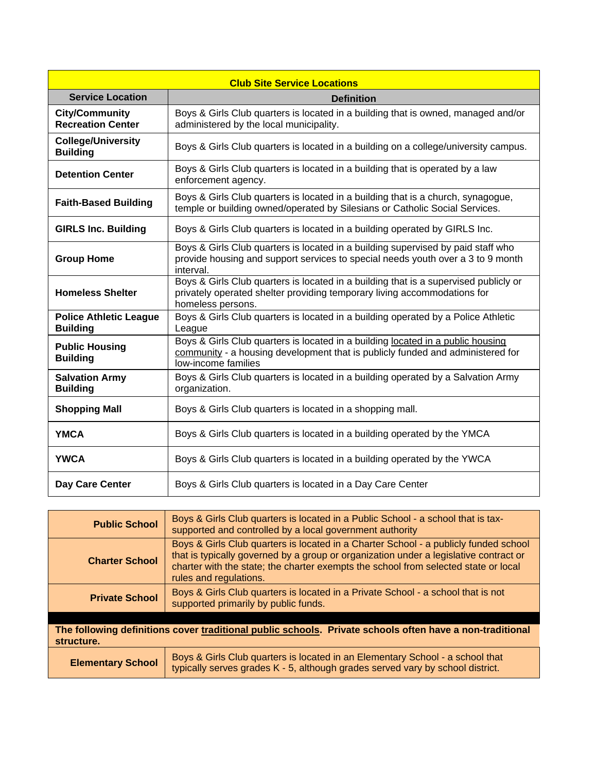| Club Site Service Locations | |
|---|---|
| **Service Location** | **Definition** |
| **City/Community Recreation Center** | Boys & Girls Club quarters is located in a building that is owned, managed and/or administered by the local municipality. |
| **College/University Building** | Boys & Girls Club quarters is located in a building on a college/university campus. |
| **Detention Center** | Boys & Girls Club quarters is located in a building that is operated by a law enforcement agency. |
| **Faith-Based Building** | Boys & Girls Club quarters is located in a building that is a church, synagogue, temple or building owned/operated by Silesians or Catholic Social Services. |
| **GIRLS Inc. Building** | Boys & Girls Club quarters is located in a building operated by GIRLS Inc. |
| **Group Home** | Boys & Girls Club quarters is located in a building supervised by paid staff who provide housing and support services to special needs youth over a 3 to 9 month interval. |
| **Homeless Shelter** | Boys & Girls Club quarters is located in a building that is a supervised publicly or privately operated shelter providing temporary living accommodations for homeless persons. |
| **Police Athletic League Building** | Boys & Girls Club quarters is located in a building operated by a Police Athletic League |
| **Public Housing Building** | Boys & Girls Club quarters is located in a building located in a public housing community - a housing development that is publicly funded and administered for low-income families |
| **Salvation Army Building** | Boys & Girls Club quarters is located in a building operated by a Salvation Army organization. |
| **Shopping Mall** | Boys & Girls Club quarters is located in a shopping mall. |
| **YMCA** | Boys & Girls Club quarters is located in a building operated by the YMCA |
| **YWCA** | Boys & Girls Club quarters is located in a building operated by the YWCA |
| **Day Care Center** | Boys & Girls Club quarters is located in a Day Care Center |

| | |
|---|---|
| **Public School** | Boys & Girls Club quarters is located in a Public School - a school that is tax-supported and controlled by a local government authority |
| **Charter School** | Boys & Girls Club quarters is located in a Charter School - a publicly funded school that is typically governed by a group or organization under a legislative contract or charter with the state; the charter exempts the school from selected state or local rules and regulations. |
| **Private School** | Boys & Girls Club quarters is located in a Private School - a school that is not supported primarily by public funds. |
| **The following definitions cover traditional public schools. Private schools often have a non-traditional structure.** | |
| **Elementary School** | Boys & Girls Club quarters is located in an Elementary School - a school that typically serves grades K - 5, although grades served vary by school district. |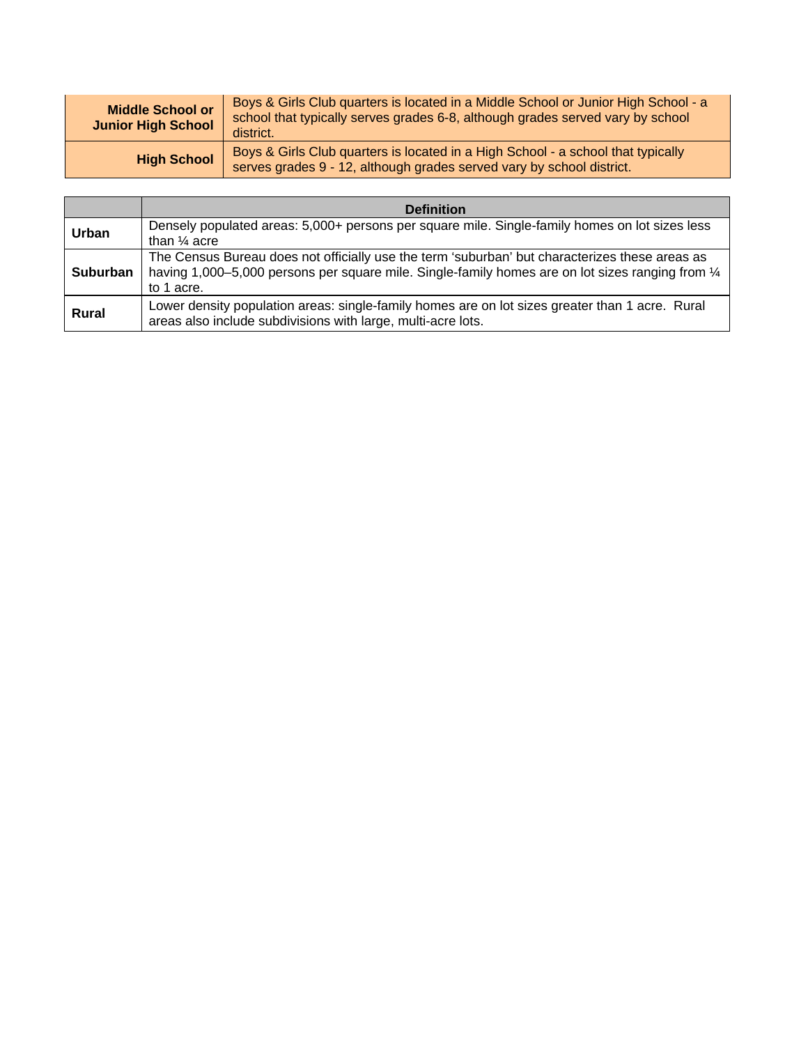| | |
|---|---|
| **Middle School or Junior High School** | Boys & Girls Club quarters is located in a Middle School or Junior High School - a school that typically serves grades 6-8, although grades served vary by school district. |
| **High School** | Boys & Girls Club quarters is located in a High School - a school that typically serves grades 9 - 12, although grades served vary by school district. |

| | Definition |
|---|---|
| **Urban** | Densely populated areas: 5,000+ persons per square mile. Single-family homes on lot sizes less than ¼ acre |
| **Suburban** | The Census Bureau does not officially use the term 'suburban' but characterizes these areas as having 1,000–5,000 persons per square mile. Single-family homes are on lot sizes ranging from ¼ to 1 acre. |
| **Rural** | Lower density population areas: single-family homes are on lot sizes greater than 1 acre. Rural areas also include subdivisions with large, multi-acre lots. |